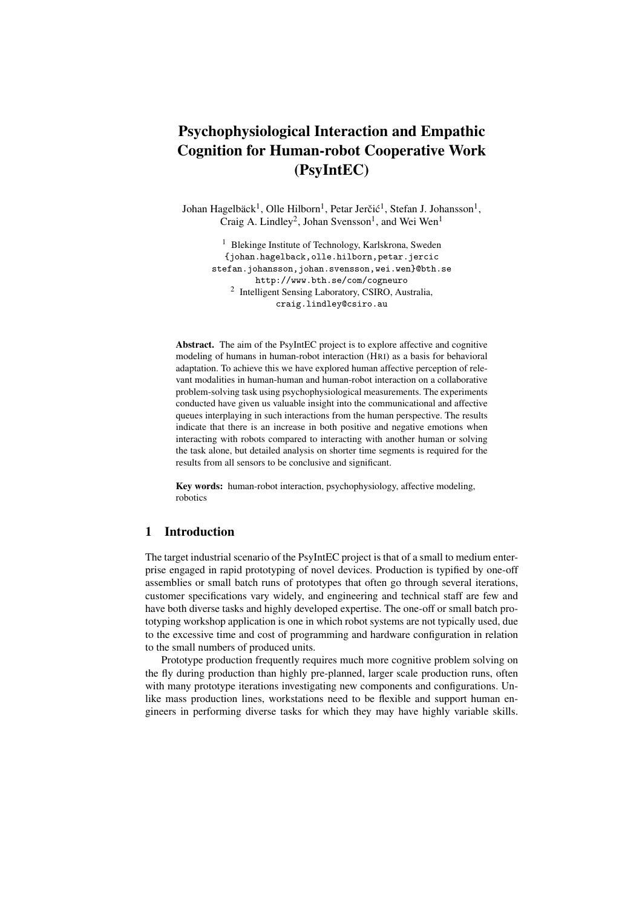# Psychophysiological Interaction and Empathic Cognition for Human-robot Cooperative Work (PsyIntEC)

Johan Hagelbäck[1], Olle Hilborn[1], Petar Jerčić[1], Stefan J. Johansson[1], Craig A. Lindley[2], Johan Svensson[1], and Wei Wen[1]

[1] Blekinge Institute of Technology, Karlskrona, Sweden
{johan.hagelback,olle.hilborn,petar.jercic
stefan.johansson,johan.svensson,wei.wen}@bth.se
http://www.bth.se/com/cogneuro

[2] Intelligent Sensing Laboratory, CSIRO, Australia,
craig.lindley@csiro.au

**Abstract.** The aim of the PsyIntEC project is to explore affective and cognitive modeling of humans in human-robot interaction (HRI) as a basis for behavioral adaptation. To achieve this we have explored human affective perception of relevant modalities in human-human and human-robot interaction on a collaborative problem-solving task using psychophysiological measurements. The experiments conducted have given us valuable insight into the communicational and affective queues interplaying in such interactions from the human perspective. The results indicate that there is an increase in both positive and negative emotions when interacting with robots compared to interacting with another human or solving the task alone, but detailed analysis on shorter time segments is required for the results from all sensors to be conclusive and significant.

**Key words:** human-robot interaction, psychophysiology, affective modeling, robotics

## 1 Introduction

The target industrial scenario of the PsyIntEC project is that of a small to medium enterprise engaged in rapid prototyping of novel devices. Production is typified by one-off assemblies or small batch runs of prototypes that often go through several iterations, customer specifications vary widely, and engineering and technical staff are few and have both diverse tasks and highly developed expertise. The one-off or small batch prototyping workshop application is one in which robot systems are not typically used, due to the excessive time and cost of programming and hardware configuration in relation to the small numbers of produced units.

Prototype production frequently requires much more cognitive problem solving on the fly during production than highly pre-planned, larger scale production runs, often with many prototype iterations investigating new components and configurations. Unlike mass production lines, workstations need to be flexible and support human engineers in performing diverse tasks for which they may have highly variable skills.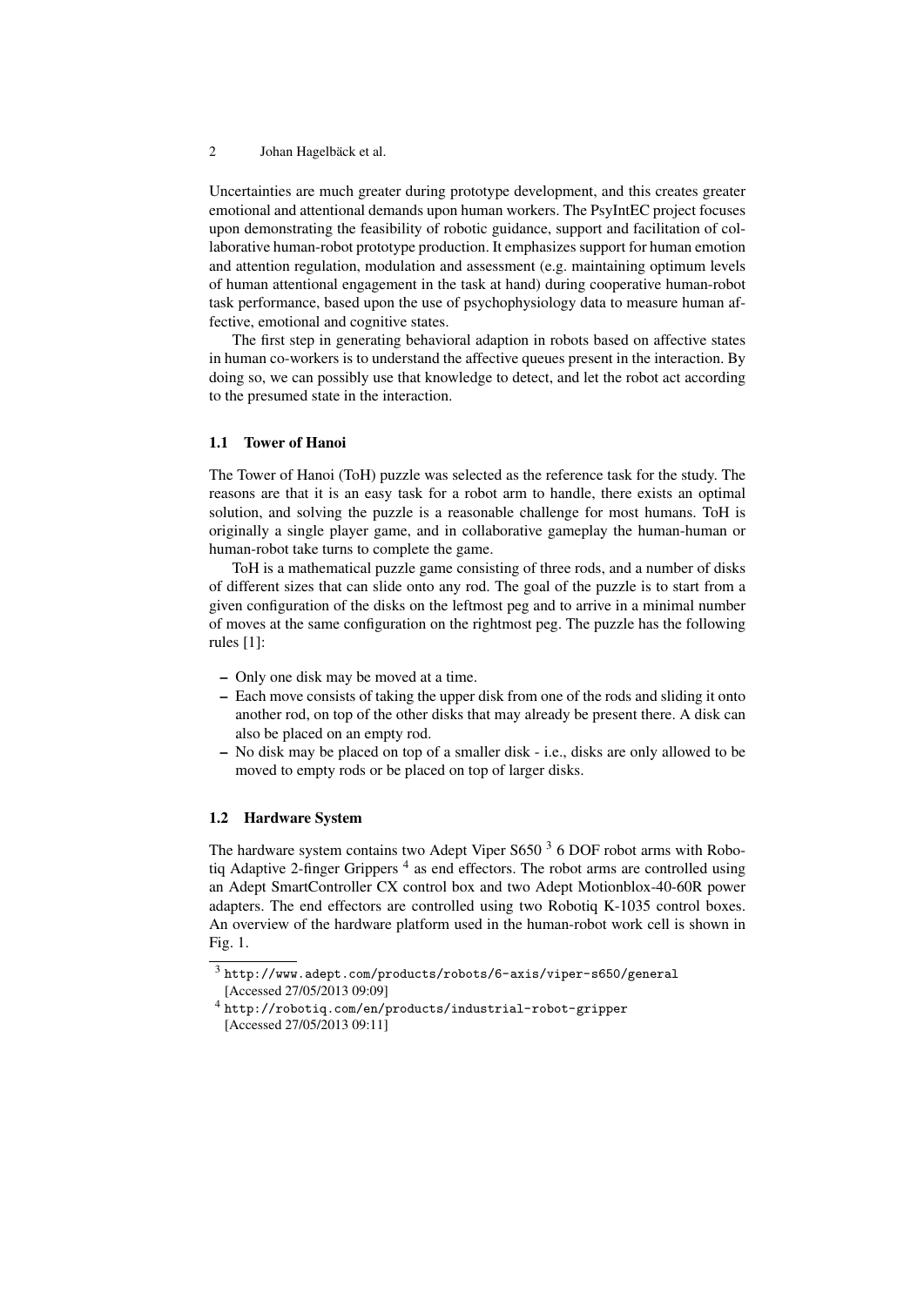Uncertainties are much greater during prototype development, and this creates greater emotional and attentional demands upon human workers. The PsyIntEC project focuses upon demonstrating the feasibility of robotic guidance, support and facilitation of collaborative human-robot prototype production. It emphasizes support for human emotion and attention regulation, modulation and assessment (e.g. maintaining optimum levels of human attentional engagement in the task at hand) during cooperative human-robot task performance, based upon the use of psychophysiology data to measure human affective, emotional and cognitive states.

The first step in generating behavioral adaption in robots based on affective states in human co-workers is to understand the affective queues present in the interaction. By doing so, we can possibly use that knowledge to detect, and let the robot act according to the presumed state in the interaction.

### 1.1 Tower of Hanoi

The Tower of Hanoi (ToH) puzzle was selected as the reference task for the study. The reasons are that it is an easy task for a robot arm to handle, there exists an optimal solution, and solving the puzzle is a reasonable challenge for most humans. ToH is originally a single player game, and in collaborative gameplay the human-human or human-robot take turns to complete the game.

ToH is a mathematical puzzle game consisting of three rods, and a number of disks of different sizes that can slide onto any rod. The goal of the puzzle is to start from a given configuration of the disks on the leftmost peg and to arrive in a minimal number of moves at the same configuration on the rightmost peg. The puzzle has the following rules [1]:

- Only one disk may be moved at a time.
- Each move consists of taking the upper disk from one of the rods and sliding it onto another rod, on top of the other disks that may already be present there. A disk can also be placed on an empty rod.
- No disk may be placed on top of a smaller disk - i.e., disks are only allowed to be moved to empty rods or be placed on top of larger disks.

### 1.2 Hardware System

The hardware system contains two Adept Viper S650 [3] 6 DOF robot arms with Robotiq Adaptive 2-finger Grippers [4] as end effectors. The robot arms are controlled using an Adept SmartController CX control box and two Adept Motionblox-40-60R power adapters. The end effectors are controlled using two Robotiq K-1035 control boxes. An overview of the hardware platform used in the human-robot work cell is shown in Fig. 1.

[3] http://www.adept.com/products/robots/6-axis/viper-s650/general [Accessed 27/05/2013 09:09]

[4] http://robotiq.com/en/products/industrial-robot-gripper [Accessed 27/05/2013 09:11]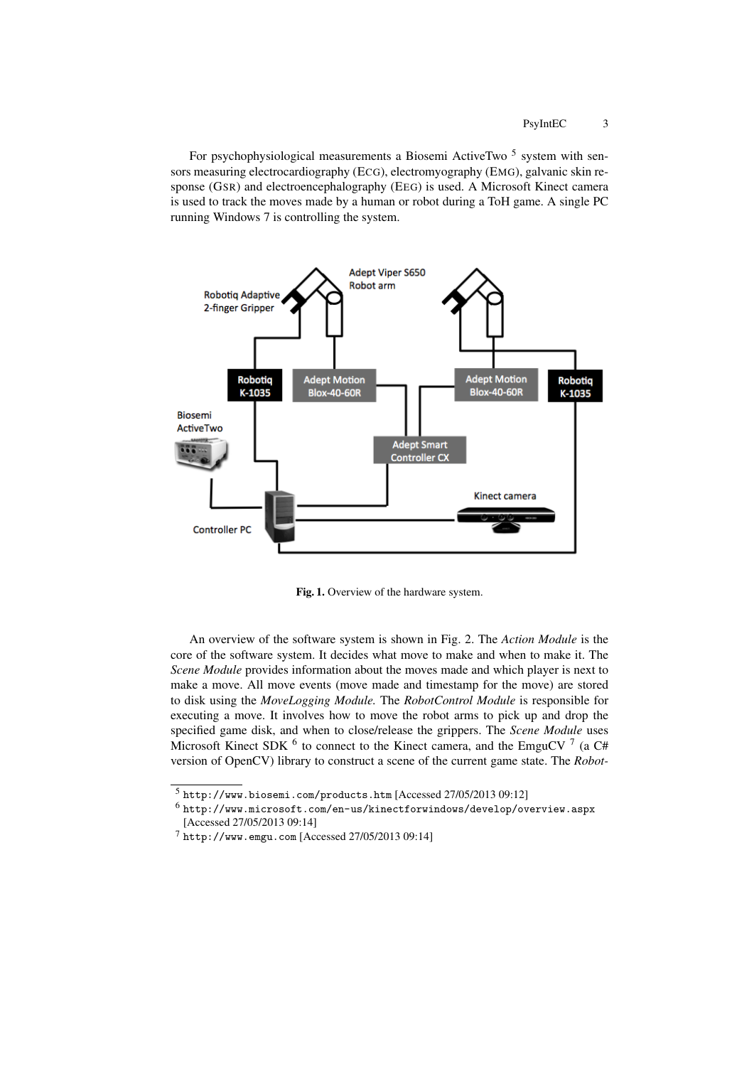For psychophysiological measurements a Biosemi ActiveTwo [5] system with sensors measuring electrocardiography (ECG), electromyography (EMG), galvanic skin response (GSR) and electroencephalography (EEG) is used. A Microsoft Kinect camera is used to track the moves made by a human or robot during a ToH game. A single PC running Windows 7 is controlling the system.

**Fig. 1.** Overview of the hardware system.

An overview of the software system is shown in Fig. 2. The *Action Module* is the core of the software system. It decides what move to make and when to make it. The *Scene Module* provides information about the moves made and which player is next to make a move. All move events (move made and timestamp for the move) are stored to disk using the *MoveLogging Module*. The *RobotControl Module* is responsible for executing a move. It involves how to move the robot arms to pick up and drop the specified game disk, and when to close/release the grippers. The *Scene Module* uses Microsoft Kinect SDK [6] to connect to the Kinect camera, and the EmguCV [7] (a C# version of OpenCV) library to construct a scene of the current game state. The *Robot-*

[5] `http://www.biosemi.com/products.htm` [Accessed 27/05/2013 09:12]

[6] `http://www.microsoft.com/en-us/kinectforwindows/develop/overview.aspx` [Accessed 27/05/2013 09:14]

[7] `http://www.emgu.com` [Accessed 27/05/2013 09:14]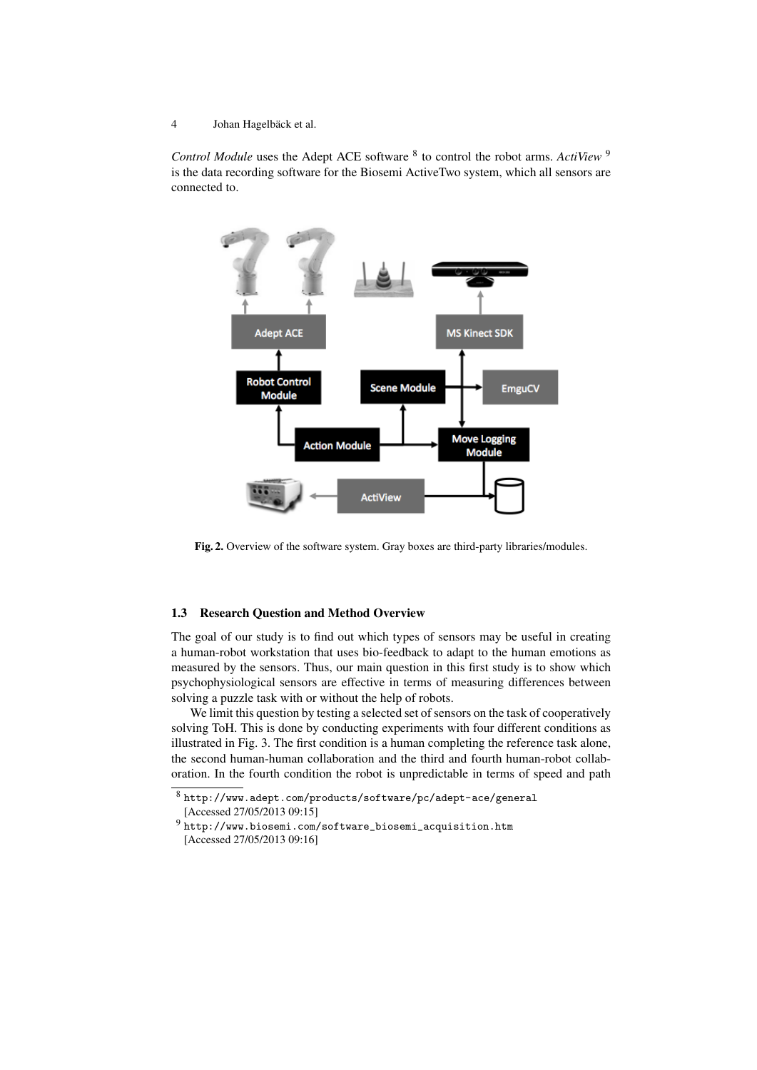*Control Module* uses the Adept ACE software [8] to control the robot arms. *ActiView* [9] is the data recording software for the Biosemi ActiveTwo system, which all sensors are connected to.

**Fig. 2.** Overview of the software system. Gray boxes are third-party libraries/modules.

### 1.3 Research Question and Method Overview

The goal of our study is to find out which types of sensors may be useful in creating a human-robot workstation that uses bio-feedback to adapt to the human emotions as measured by the sensors. Thus, our main question in this first study is to show which psychophysiological sensors are effective in terms of measuring differences between solving a puzzle task with or without the help of robots.

We limit this question by testing a selected set of sensors on the task of cooperatively solving ToH. This is done by conducting experiments with four different conditions as illustrated in Fig. 3. The first condition is a human completing the reference task alone, the second human-human collaboration and the third and fourth human-robot collaboration. In the fourth condition the robot is unpredictable in terms of speed and path

[8] http://www.adept.com/products/software/pc/adept-ace/general [Accessed 27/05/2013 09:15]

[9] http://www.biosemi.com/software_biosemi_acquisition.htm [Accessed 27/05/2013 09:16]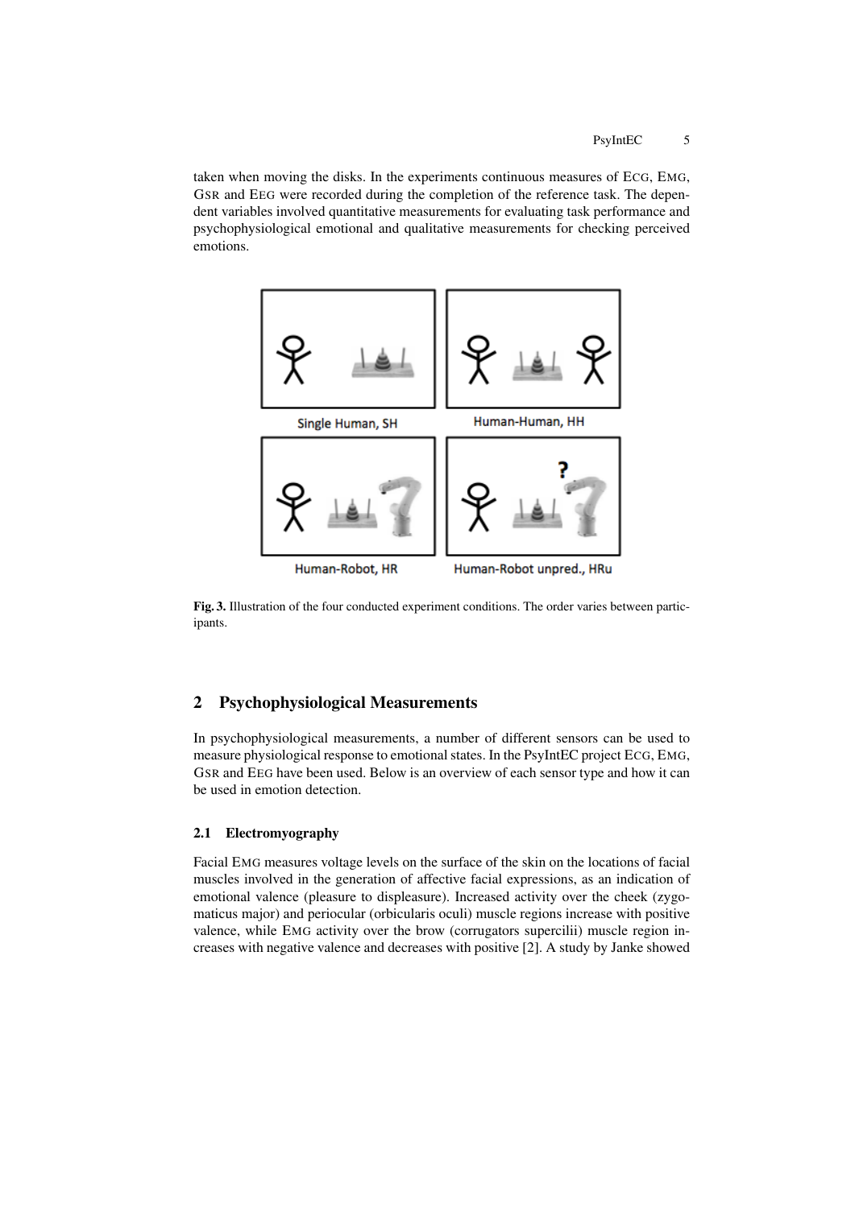taken when moving the disks. In the experiments continuous measures of ECG, EMG, GSR and EEG were recorded during the completion of the reference task. The dependent variables involved quantitative measurements for evaluating task performance and psychophysiological emotional and qualitative measurements for checking perceived emotions.

**Fig. 3.** Illustration of the four conducted experiment conditions. The order varies between participants.

## 2 Psychophysiological Measurements

In psychophysiological measurements, a number of different sensors can be used to measure physiological response to emotional states. In the PsyIntEC project ECG, EMG, GSR and EEG have been used. Below is an overview of each sensor type and how it can be used in emotion detection.

### 2.1 Electromyography

Facial EMG measures voltage levels on the surface of the skin on the locations of facial muscles involved in the generation of affective facial expressions, as an indication of emotional valence (pleasure to displeasure). Increased activity over the cheek (zygomaticus major) and periocular (orbicularis oculi) muscle regions increase with positive valence, while EMG activity over the brow (corrugators supercilii) muscle region increases with negative valence and decreases with positive [2]. A study by Janke showed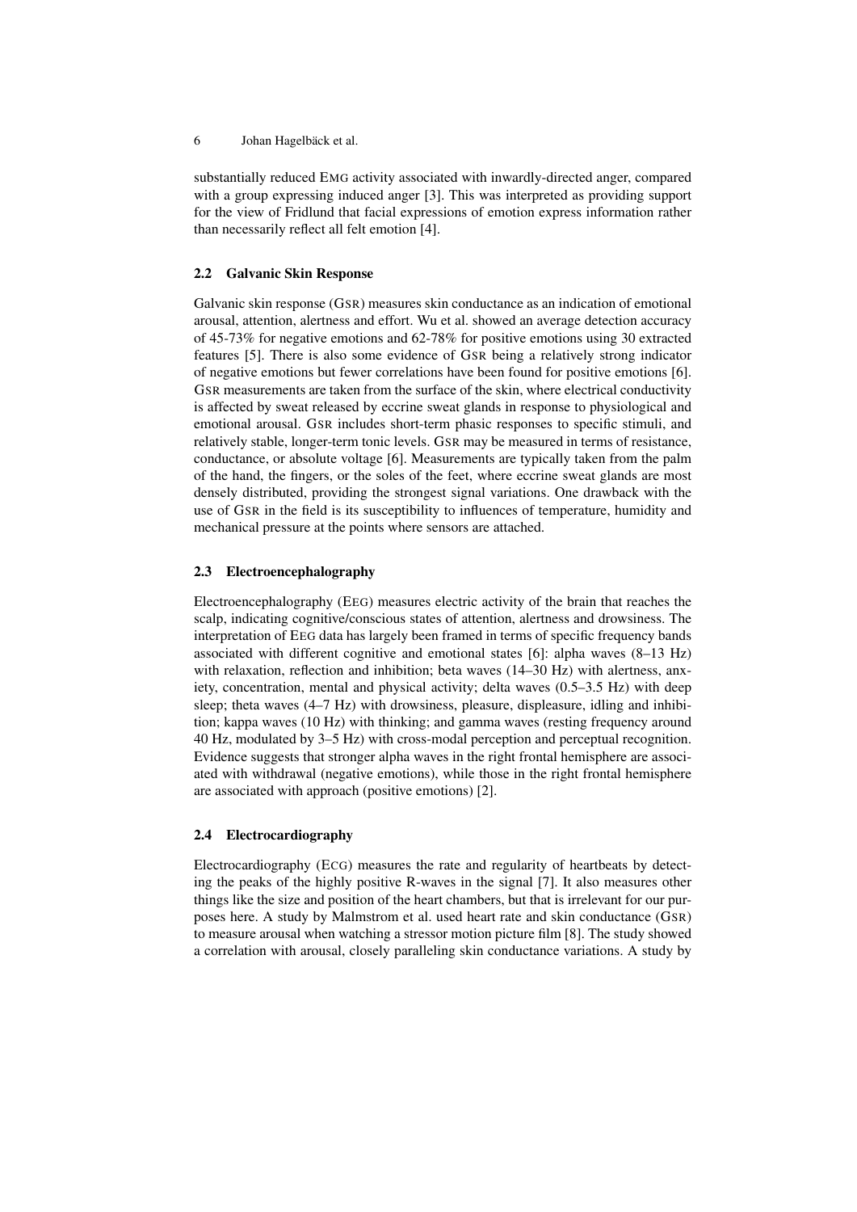substantially reduced EMG activity associated with inwardly-directed anger, compared with a group expressing induced anger [3]. This was interpreted as providing support for the view of Fridlund that facial expressions of emotion express information rather than necessarily reflect all felt emotion [4].

### 2.2 Galvanic Skin Response

Galvanic skin response (GSR) measures skin conductance as an indication of emotional arousal, attention, alertness and effort. Wu et al. showed an average detection accuracy of 45-73% for negative emotions and 62-78% for positive emotions using 30 extracted features [5]. There is also some evidence of GSR being a relatively strong indicator of negative emotions but fewer correlations have been found for positive emotions [6]. GSR measurements are taken from the surface of the skin, where electrical conductivity is affected by sweat released by eccrine sweat glands in response to physiological and emotional arousal. GSR includes short-term phasic responses to specific stimuli, and relatively stable, longer-term tonic levels. GSR may be measured in terms of resistance, conductance, or absolute voltage [6]. Measurements are typically taken from the palm of the hand, the fingers, or the soles of the feet, where eccrine sweat glands are most densely distributed, providing the strongest signal variations. One drawback with the use of GSR in the field is its susceptibility to influences of temperature, humidity and mechanical pressure at the points where sensors are attached.

### 2.3 Electroencephalography

Electroencephalography (EEG) measures electric activity of the brain that reaches the scalp, indicating cognitive/conscious states of attention, alertness and drowsiness. The interpretation of EEG data has largely been framed in terms of specific frequency bands associated with different cognitive and emotional states [6]: alpha waves (8–13 Hz) with relaxation, reflection and inhibition; beta waves (14–30 Hz) with alertness, anxiety, concentration, mental and physical activity; delta waves (0.5–3.5 Hz) with deep sleep; theta waves (4–7 Hz) with drowsiness, pleasure, displeasure, idling and inhibition; kappa waves (10 Hz) with thinking; and gamma waves (resting frequency around 40 Hz, modulated by 3–5 Hz) with cross-modal perception and perceptual recognition. Evidence suggests that stronger alpha waves in the right frontal hemisphere are associated with withdrawal (negative emotions), while those in the right frontal hemisphere are associated with approach (positive emotions) [2].

### 2.4 Electrocardiography

Electrocardiography (ECG) measures the rate and regularity of heartbeats by detecting the peaks of the highly positive R-waves in the signal [7]. It also measures other things like the size and position of the heart chambers, but that is irrelevant for our purposes here. A study by Malmstrom et al. used heart rate and skin conductance (GSR) to measure arousal when watching a stressor motion picture film [8]. The study showed a correlation with arousal, closely paralleling skin conductance variations. A study by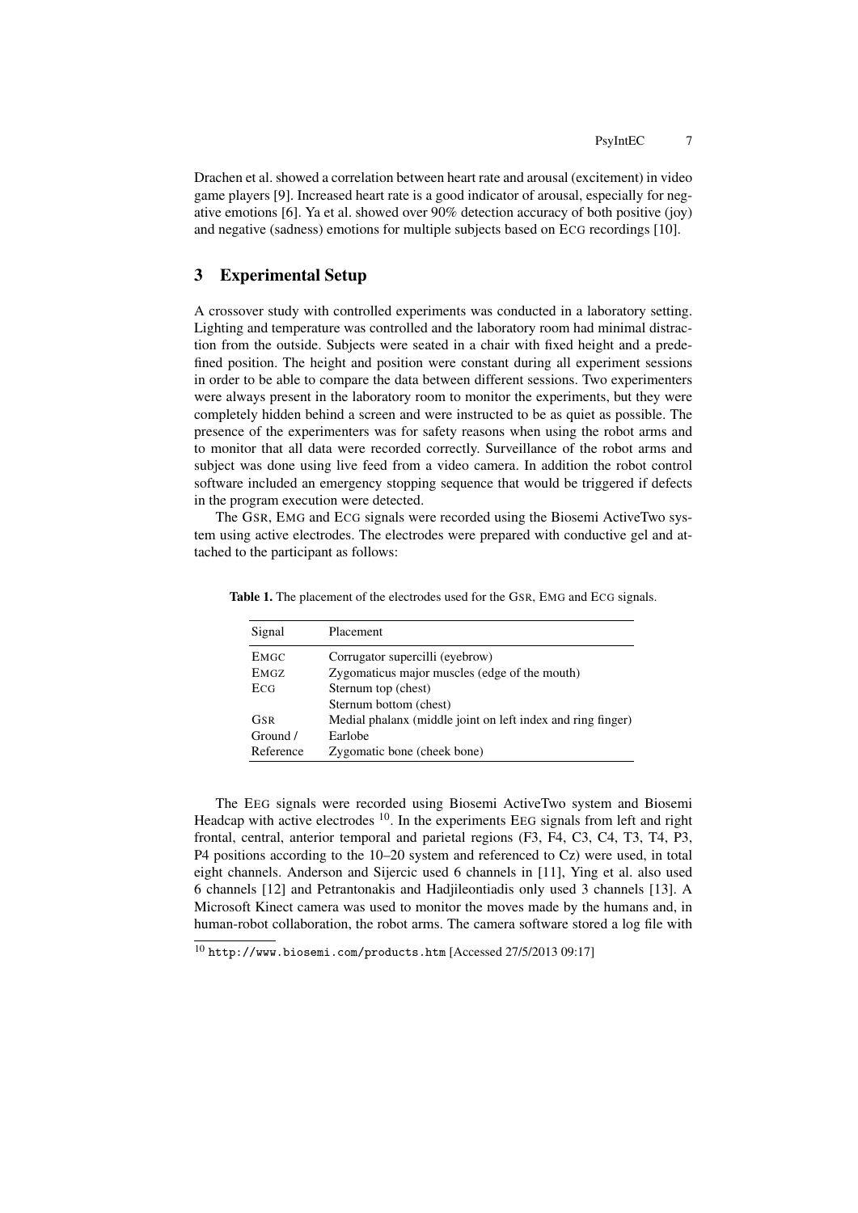Drachen et al. showed a correlation between heart rate and arousal (excitement) in video game players [9]. Increased heart rate is a good indicator of arousal, especially for negative emotions [6]. Ya et al. showed over 90% detection accuracy of both positive (joy) and negative (sadness) emotions for multiple subjects based on ECG recordings [10].

## 3 Experimental Setup

A crossover study with controlled experiments was conducted in a laboratory setting. Lighting and temperature was controlled and the laboratory room had minimal distraction from the outside. Subjects were seated in a chair with fixed height and a predefined position. The height and position were constant during all experiment sessions in order to be able to compare the data between different sessions. Two experimenters were always present in the laboratory room to monitor the experiments, but they were completely hidden behind a screen and were instructed to be as quiet as possible. The presence of the experimenters was for safety reasons when using the robot arms and to monitor that all data were recorded correctly. Surveillance of the robot arms and subject was done using live feed from a video camera. In addition the robot control software included an emergency stopping sequence that would be triggered if defects in the program execution were detected.

The GSR, EMG and ECG signals were recorded using the Biosemi ActiveTwo system using active electrodes. The electrodes were prepared with conductive gel and attached to the participant as follows:

**Table 1.** The placement of the electrodes used for the GSR, EMG and ECG signals.

| Signal | Placement |
|---|---|
| EMGC | Corrugator supercilli (eyebrow) |
| EMGZ | Zygomaticus major muscles (edge of the mouth) |
| ECG | Sternum top (chest) |
| | Sternum bottom (chest) |
| GSR | Medial phalanx (middle joint on left index and ring finger) |
| Ground / | Earlobe |
| Reference | Zygomatic bone (cheek bone) |

The EEG signals were recorded using Biosemi ActiveTwo system and Biosemi Headcap with active electrodes [10]. In the experiments EEG signals from left and right frontal, central, anterior temporal and parietal regions (F3, F4, C3, C4, T3, T4, P3, P4 positions according to the 10–20 system and referenced to Cz) were used, in total eight channels. Anderson and Sijercic used 6 channels in [11], Ying et al. also used 6 channels [12] and Petrantonakis and Hadjileontiadis only used 3 channels [13]. A Microsoft Kinect camera was used to monitor the moves made by the humans and, in human-robot collaboration, the robot arms. The camera software stored a log file with

[10] http://www.biosemi.com/products.htm [Accessed 27/5/2013 09:17]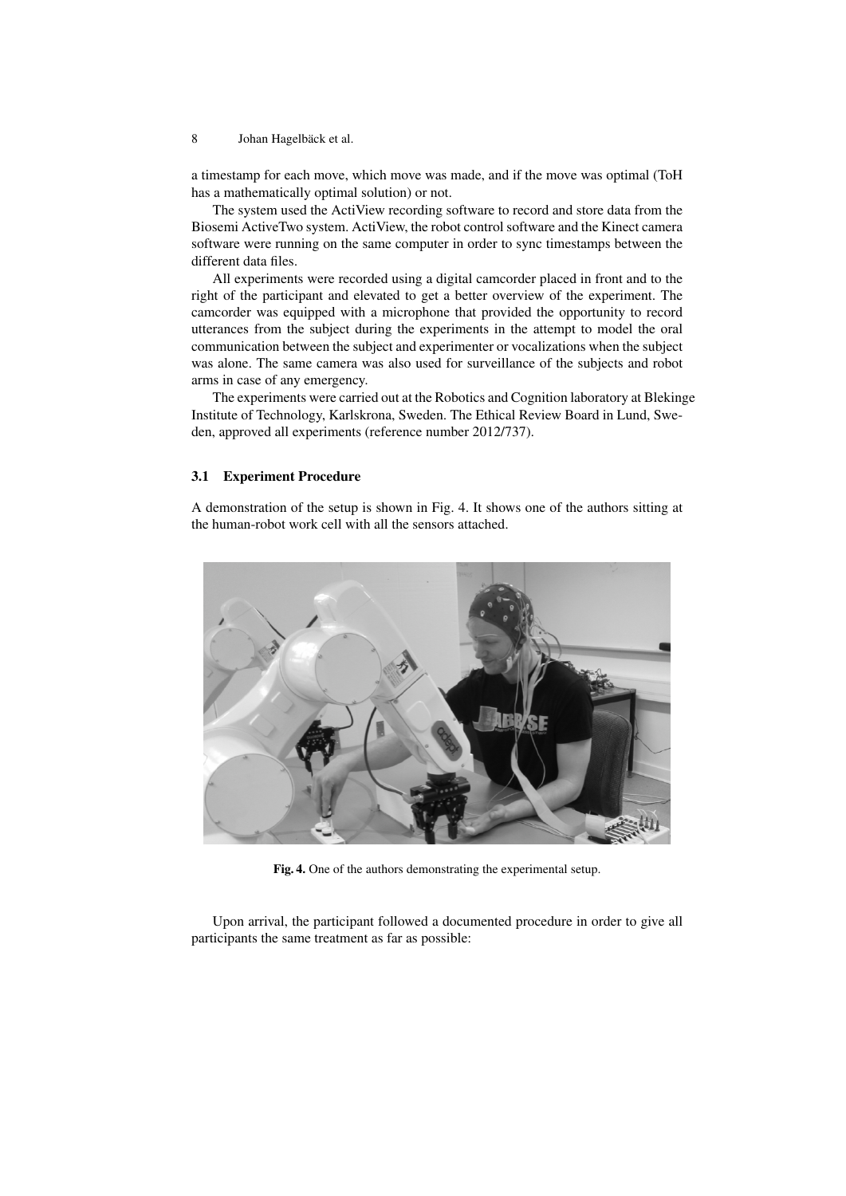a timestamp for each move, which move was made, and if the move was optimal (ToH has a mathematically optimal solution) or not.

The system used the ActiView recording software to record and store data from the Biosemi ActiveTwo system. ActiView, the robot control software and the Kinect camera software were running on the same computer in order to sync timestamps between the different data files.

All experiments were recorded using a digital camcorder placed in front and to the right of the participant and elevated to get a better overview of the experiment. The camcorder was equipped with a microphone that provided the opportunity to record utterances from the subject during the experiments in the attempt to model the oral communication between the subject and experimenter or vocalizations when the subject was alone. The same camera was also used for surveillance of the subjects and robot arms in case of any emergency.

The experiments were carried out at the Robotics and Cognition laboratory at Blekinge Institute of Technology, Karlskrona, Sweden. The Ethical Review Board in Lund, Sweden, approved all experiments (reference number 2012/737).

### 3.1 Experiment Procedure

A demonstration of the setup is shown in Fig. 4. It shows one of the authors sitting at the human-robot work cell with all the sensors attached.

**Fig. 4.** One of the authors demonstrating the experimental setup.

Upon arrival, the participant followed a documented procedure in order to give all participants the same treatment as far as possible: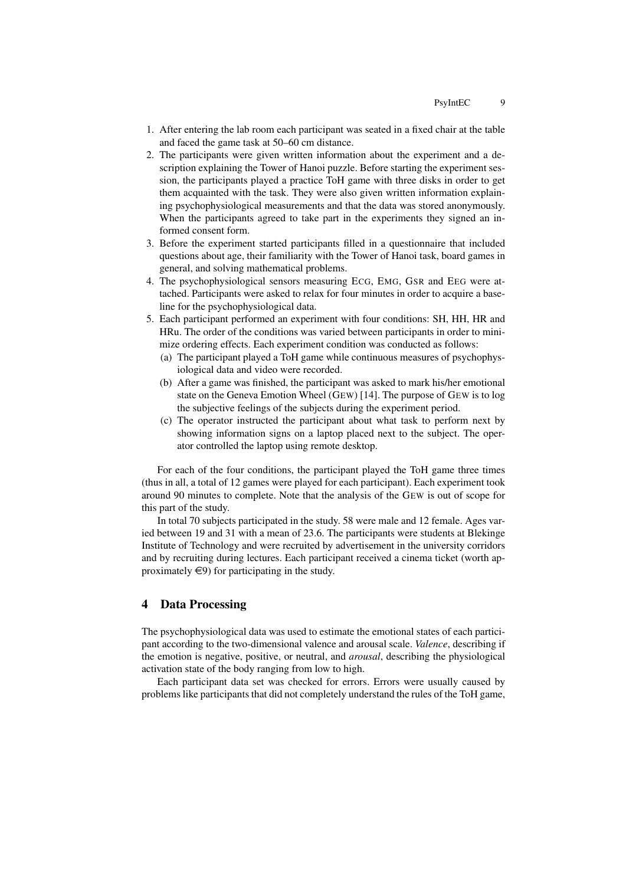1. After entering the lab room each participant was seated in a fixed chair at the table and faced the game task at 50–60 cm distance.
2. The participants were given written information about the experiment and a description explaining the Tower of Hanoi puzzle. Before starting the experiment session, the participants played a practice ToH game with three disks in order to get them acquainted with the task. They were also given written information explaining psychophysiological measurements and that the data was stored anonymously. When the participants agreed to take part in the experiments they signed an informed consent form.
3. Before the experiment started participants filled in a questionnaire that included questions about age, their familiarity with the Tower of Hanoi task, board games in general, and solving mathematical problems.
4. The psychophysiological sensors measuring ECG, EMG, GSR and EEG were attached. Participants were asked to relax for four minutes in order to acquire a baseline for the psychophysiological data.
5. Each participant performed an experiment with four conditions: SH, HH, HR and HRu. The order of the conditions was varied between participants in order to minimize ordering effects. Each experiment condition was conducted as follows:
   (a) The participant played a ToH game while continuous measures of psychophysiological data and video were recorded.
   (b) After a game was finished, the participant was asked to mark his/her emotional state on the Geneva Emotion Wheel (GEW) [14]. The purpose of GEW is to log the subjective feelings of the subjects during the experiment period.
   (c) The operator instructed the participant about what task to perform next by showing information signs on a laptop placed next to the subject. The operator controlled the laptop using remote desktop.

For each of the four conditions, the participant played the ToH game three times (thus in all, a total of 12 games were played for each participant). Each experiment took around 90 minutes to complete. Note that the analysis of the GEW is out of scope for this part of the study.

In total 70 subjects participated in the study. 58 were male and 12 female. Ages varied between 19 and 31 with a mean of 23.6. The participants were students at Blekinge Institute of Technology and were recruited by advertisement in the university corridors and by recruiting during lectures. Each participant received a cinema ticket (worth approximately €9) for participating in the study.

## 4 Data Processing

The psychophysiological data was used to estimate the emotional states of each participant according to the two-dimensional valence and arousal scale. *Valence*, describing if the emotion is negative, positive, or neutral, and *arousal*, describing the physiological activation state of the body ranging from low to high.

Each participant data set was checked for errors. Errors were usually caused by problems like participants that did not completely understand the rules of the ToH game,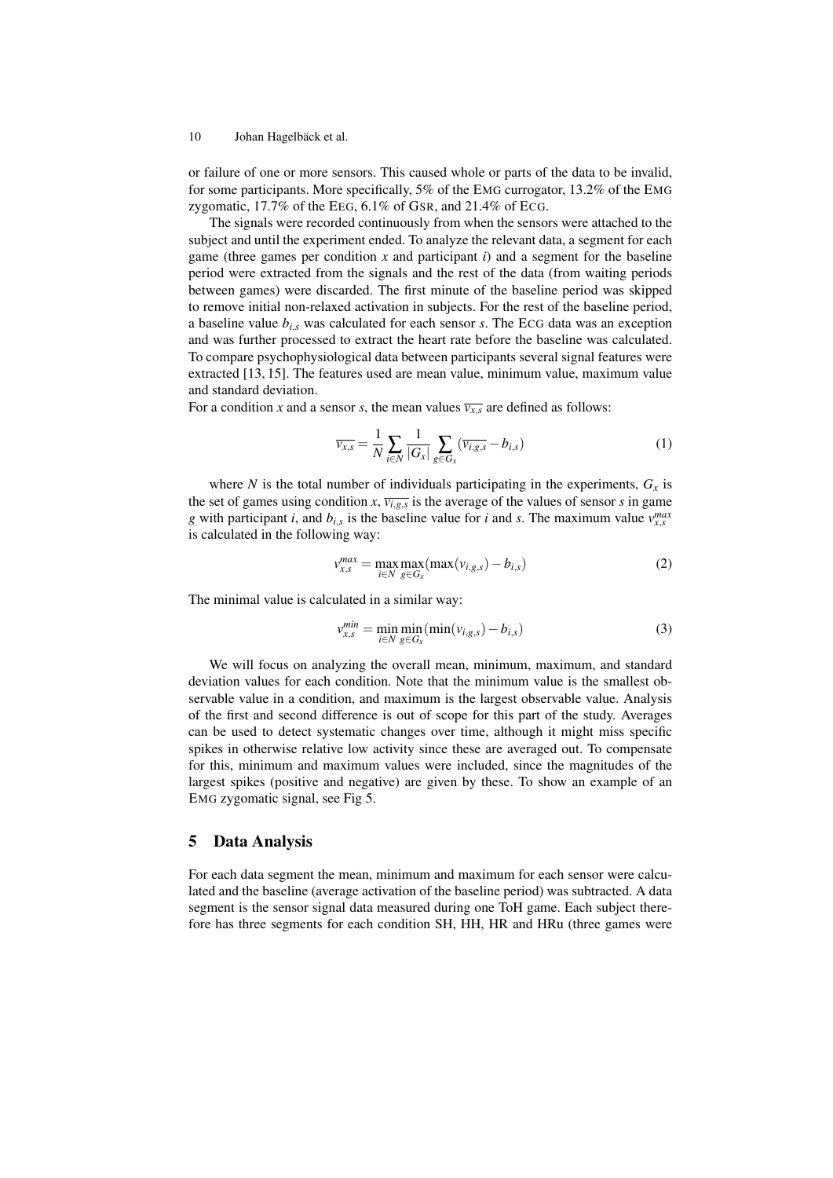or failure of one or more sensors. This caused whole or parts of the data to be invalid, for some participants. More specifically, 5% of the EMG currogator, 13.2% of the EMG zygomatic, 17.7% of the EEG, 6.1% of GSR, and 21.4% of ECG.

The signals were recorded continuously from when the sensors were attached to the subject and until the experiment ended. To analyze the relevant data, a segment for each game (three games per condition $x$ and participant $i$) and a segment for the baseline period were extracted from the signals and the rest of the data (from waiting periods between games) were discarded. The first minute of the baseline period was skipped to remove initial non-relaxed activation in subjects. For the rest of the baseline period, a baseline value $b_{i,s}$ was calculated for each sensor $s$. The ECG data was an exception and was further processed to extract the heart rate before the baseline was calculated. To compare psychophysiological data between participants several signal features were extracted [13, 15]. The features used are mean value, minimum value, maximum value and standard deviation.

For a condition $x$ and a sensor $s$, the mean values $\overline{v_{x,s}}$ are defined as follows:

$$\overline{v_{x,s}} = \frac{1}{N} \sum_{i \in N} \frac{1}{|G_x|} \sum_{g \in G_x} (\overline{v_{i,g,s}} - b_{i,s}) \tag{1}$$

where $N$ is the total number of individuals participating in the experiments, $G_x$ is the set of games using condition $x$, $\overline{v_{i,g,s}}$ is the average of the values of sensor $s$ in game $g$ with participant $i$, and $b_{i,s}$ is the baseline value for $i$ and $s$. The maximum value $v_{x,s}^{max}$ is calculated in the following way:

$$v_{x,s}^{max} = \max_{i \in N} \max_{g \in G_x} (\max(v_{i,g,s}) - b_{i,s}) \tag{2}$$

The minimal value is calculated in a similar way:

$$v_{x,s}^{min} = \min_{i \in N} \min_{g \in G_x} (\min(v_{i,g,s}) - b_{i,s}) \tag{3}$$

We will focus on analyzing the overall mean, minimum, maximum, and standard deviation values for each condition. Note that the minimum value is the smallest observable value in a condition, and maximum is the largest observable value. Analysis of the first and second difference is out of scope for this part of the study. Averages can be used to detect systematic changes over time, although it might miss specific spikes in otherwise relative low activity since these are averaged out. To compensate for this, minimum and maximum values were included, since the magnitudes of the largest spikes (positive and negative) are given by these. To show an example of an EMG zygomatic signal, see Fig 5.

## 5 Data Analysis

For each data segment the mean, minimum and maximum for each sensor were calculated and the baseline (average activation of the baseline period) was subtracted. A data segment is the sensor signal data measured during one ToH game. Each subject therefore has three segments for each condition SH, HH, HR and HRu (three games were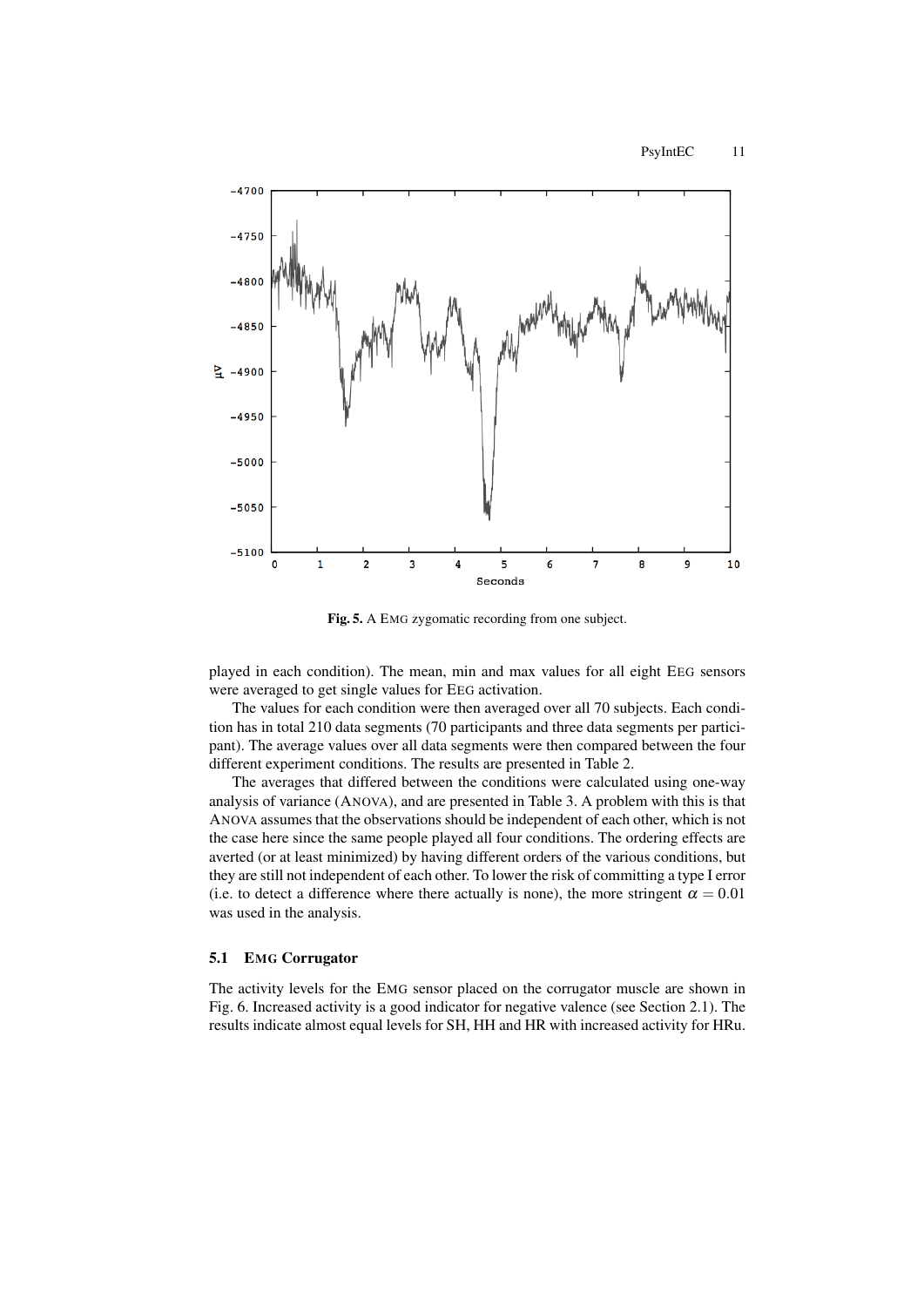Fig. 5. A EMG zygomatic recording from one subject.

played in each condition). The mean, min and max values for all eight EEG sensors were averaged to get single values for EEG activation.

The values for each condition were then averaged over all 70 subjects. Each condition has in total 210 data segments (70 participants and three data segments per participant). The average values over all data segments were then compared between the four different experiment conditions. The results are presented in Table 2.

The averages that differed between the conditions were calculated using one-way analysis of variance (ANOVA), and are presented in Table 3. A problem with this is that ANOVA assumes that the observations should be independent of each other, which is not the case here since the same people played all four conditions. The ordering effects are averted (or at least minimized) by having different orders of the various conditions, but they are still not independent of each other. To lower the risk of committing a type I error (i.e. to detect a difference where there actually is none), the more stringent $\alpha = 0.01$ was used in the analysis.

### 5.1 EMG Corrugator

The activity levels for the EMG sensor placed on the corrugator muscle are shown in Fig. 6. Increased activity is a good indicator for negative valence (see Section 2.1). The results indicate almost equal levels for SH, HH and HR with increased activity for HRu.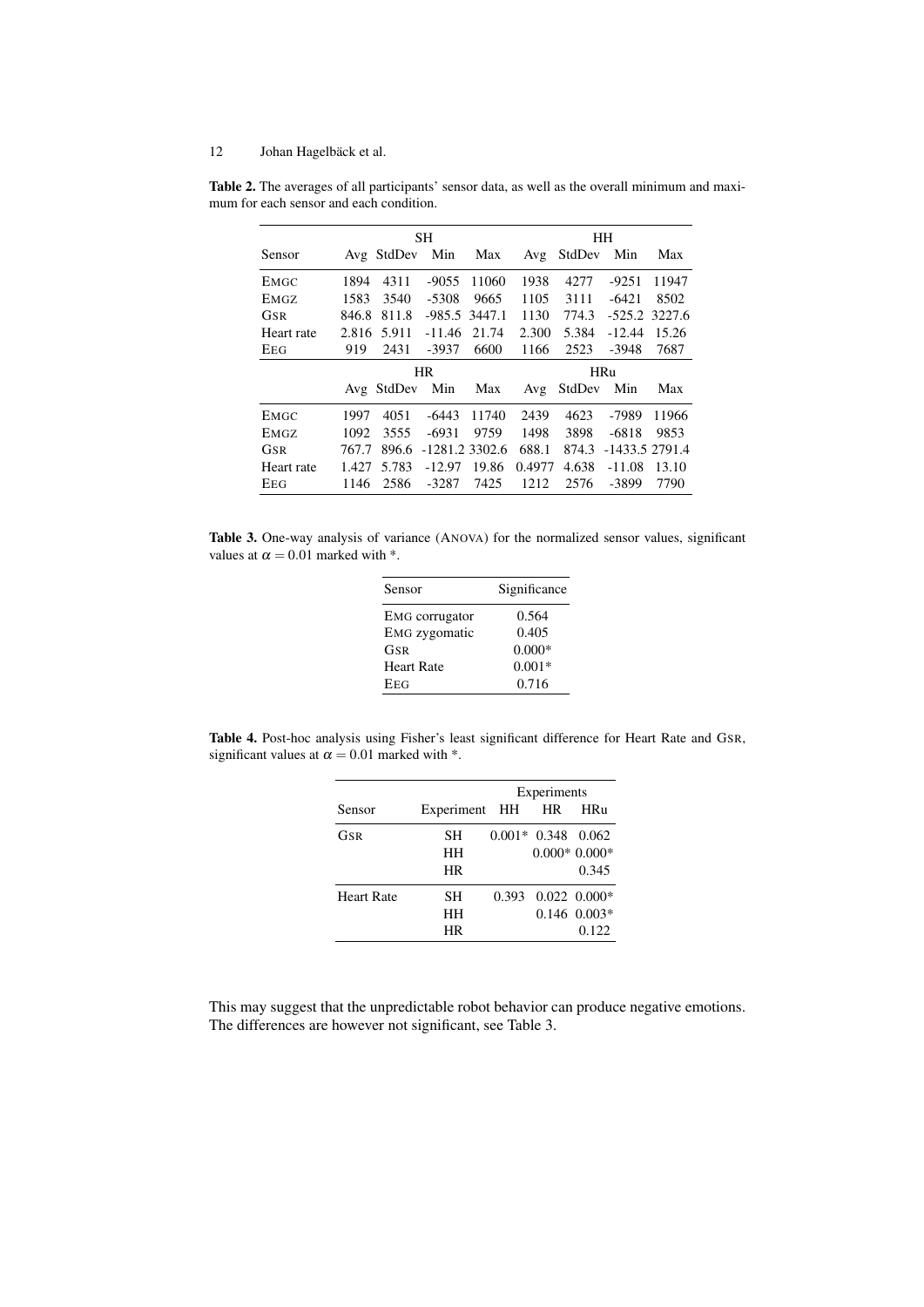**Table 2.** The averages of all participants' sensor data, as well as the overall minimum and maximum for each sensor and each condition.

| | SH | | | | HH | | | |
|---|---|---|---|---|---|---|---|---|
| Sensor | Avg | StdDev | Min | Max | Avg | StdDev | Min | Max |
| EMGC | 1894 | 4311 | -9055 | 11060 | 1938 | 4277 | -9251 | 11947 |
| EMGZ | 1583 | 3540 | -5308 | 9665 | 1105 | 3111 | -6421 | 8502 |
| GSR | 846.8 | 811.8 | -985.5 | 3447.1 | 1130 | 774.3 | -525.2 | 3227.6 |
| Heart rate | 2.816 | 5.911 | -11.46 | 21.74 | 2.300 | 5.384 | -12.44 | 15.26 |
| EEG | 919 | 2431 | -3937 | 6600 | 1166 | 2523 | -3948 | 7687 |
| | HR | | | | HRu | | | |
| | Avg | StdDev | Min | Max | Avg | StdDev | Min | Max |
| EMGC | 1997 | 4051 | -6443 | 11740 | 2439 | 4623 | -7989 | 11966 |
| EMGZ | 1092 | 3555 | -6931 | 9759 | 1498 | 3898 | -6818 | 9853 |
| GSR | 767.7 | 896.6 | -1281.2 | 3302.6 | 688.1 | 874.3 | -1433.5 | 2791.4 |
| Heart rate | 1.427 | 5.783 | -12.97 | 19.86 | 0.4977 | 4.638 | -11.08 | 13.10 |
| EEG | 1146 | 2586 | -3287 | 7425 | 1212 | 2576 | -3899 | 7790 |

**Table 3.** One-way analysis of variance (ANOVA) for the normalized sensor values, significant values at $\alpha = 0.01$ marked with *.

| Sensor | Significance |
|---|---|
| EMG corrugator | 0.564 |
| EMG zygomatic | 0.405 |
| GSR | 0.000* |
| Heart Rate | 0.001* |
| EEG | 0.716 |

**Table 4.** Post-hoc analysis using Fisher's least significant difference for Heart Rate and GSR, significant values at $\alpha = 0.01$ marked with *.

| | | Experiments | | |
|---|---|---|---|---|
| Sensor | Experiment | HH | HR | HRu |
| GSR | SH | 0.001* | 0.348 | 0.062 |
| | HH | | 0.000* | 0.000* |
| | HR | | | 0.345 |
| Heart Rate | SH | 0.393 | 0.022 | 0.000* |
| | HH | | 0.146 | 0.003* |
| | HR | | | 0.122 |

This may suggest that the unpredictable robot behavior can produce negative emotions. The differences are however not significant, see Table 3.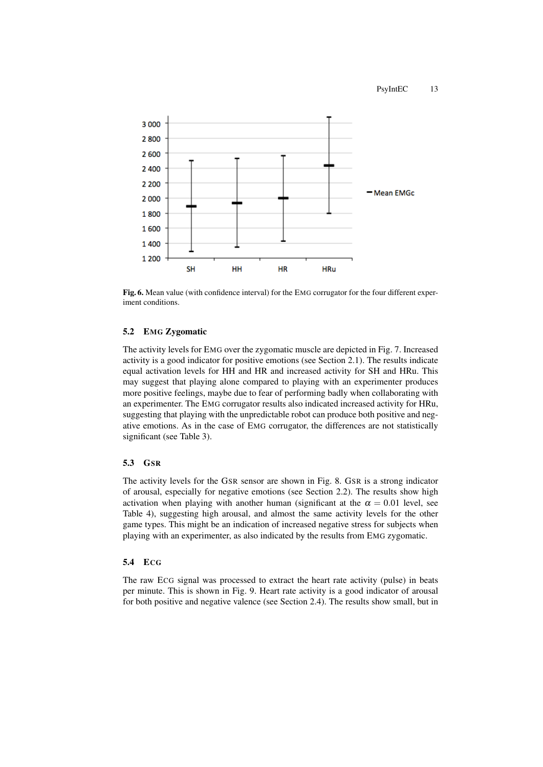**Fig. 6.** Mean value (with confidence interval) for the EMG corrugator for the four different experiment conditions.

### 5.2 EMG Zygomatic

The activity levels for EMG over the zygomatic muscle are depicted in Fig. 7. Increased activity is a good indicator for positive emotions (see Section 2.1). The results indicate equal activation levels for HH and HR and increased activity for SH and HRu. This may suggest that playing alone compared to playing with an experimenter produces more positive feelings, maybe due to fear of performing badly when collaborating with an experimenter. The EMG corrugator results also indicated increased activity for HRu, suggesting that playing with the unpredictable robot can produce both positive and negative emotions. As in the case of EMG corrugator, the differences are not statistically significant (see Table 3).

### 5.3 GSR

The activity levels for the GSR sensor are shown in Fig. 8. GSR is a strong indicator of arousal, especially for negative emotions (see Section 2.2). The results show high activation when playing with another human (significant at the $\alpha = 0.01$ level, see Table 4), suggesting high arousal, and almost the same activity levels for the other game types. This might be an indication of increased negative stress for subjects when playing with an experimenter, as also indicated by the results from EMG zygomatic.

### 5.4 ECG

The raw ECG signal was processed to extract the heart rate activity (pulse) in beats per minute. This is shown in Fig. 9. Heart rate activity is a good indicator of arousal for both positive and negative valence (see Section 2.4). The results show small, but in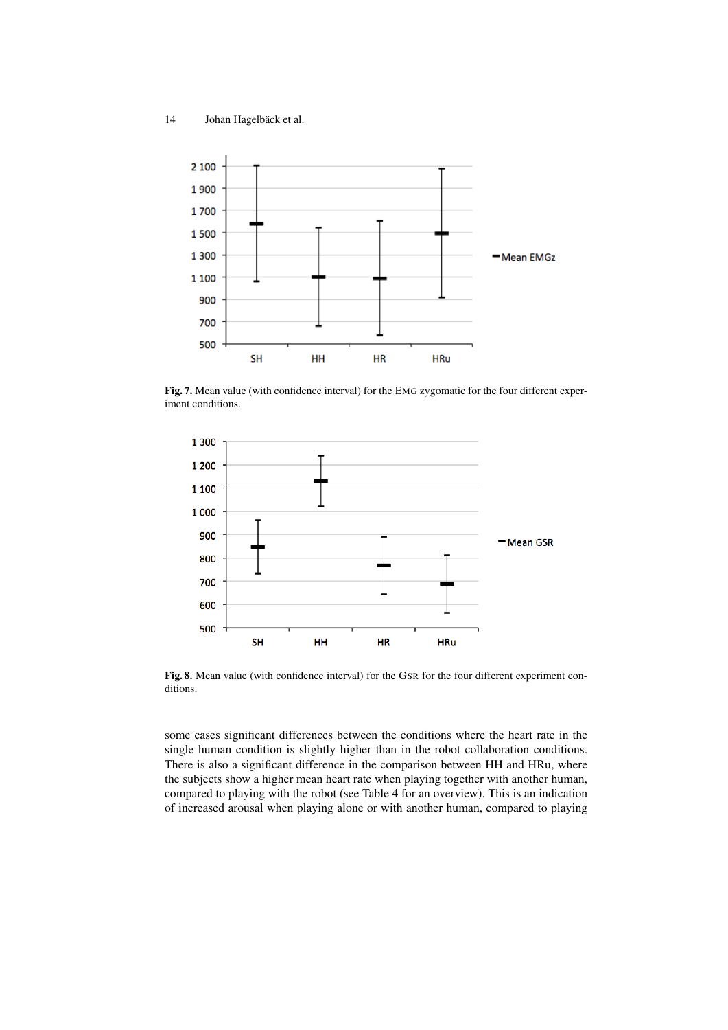Fig. 7. Mean value (with confidence interval) for the EMG zygomatic for the four different experiment conditions.

Fig. 8. Mean value (with confidence interval) for the GSR for the four different experiment conditions.

some cases significant differences between the conditions where the heart rate in the single human condition is slightly higher than in the robot collaboration conditions. There is also a significant difference in the comparison between HH and HRu, where the subjects show a higher mean heart rate when playing together with another human, compared to playing with the robot (see Table 4 for an overview). This is an indication of increased arousal when playing alone or with another human, compared to playing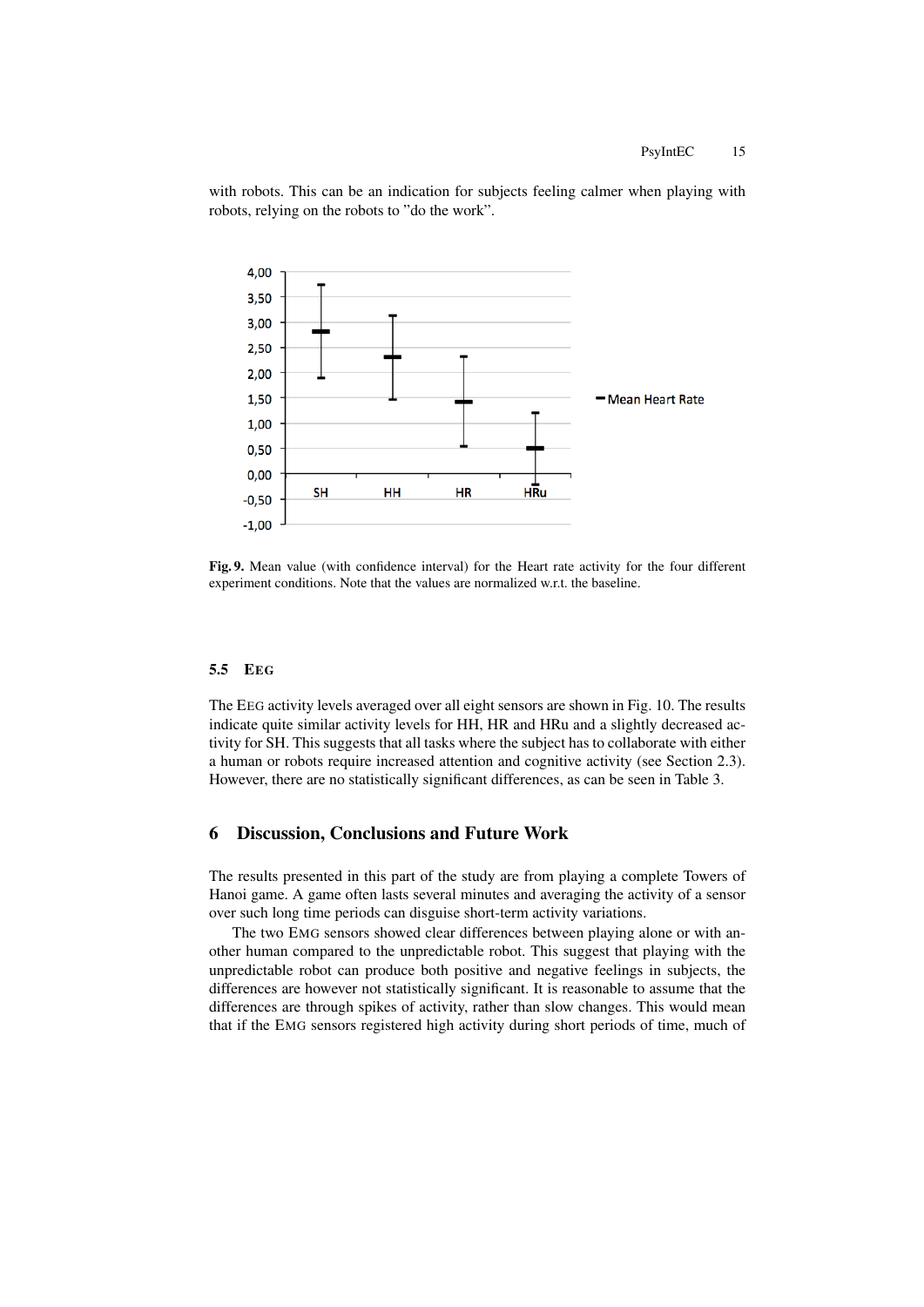with robots. This can be an indication for subjects feeling calmer when playing with robots, relying on the robots to "do the work".

**Fig. 9.** Mean value (with confidence interval) for the Heart rate activity for the four different experiment conditions. Note that the values are normalized w.r.t. the baseline.

### 5.5 EEG

The EEG activity levels averaged over all eight sensors are shown in Fig. 10. The results indicate quite similar activity levels for HH, HR and HRu and a slightly decreased activity for SH. This suggests that all tasks where the subject has to collaborate with either a human or robots require increased attention and cognitive activity (see Section 2.3). However, there are no statistically significant differences, as can be seen in Table 3.

## 6 Discussion, Conclusions and Future Work

The results presented in this part of the study are from playing a complete Towers of Hanoi game. A game often lasts several minutes and averaging the activity of a sensor over such long time periods can disguise short-term activity variations.

The two EMG sensors showed clear differences between playing alone or with another human compared to the unpredictable robot. This suggest that playing with the unpredictable robot can produce both positive and negative feelings in subjects, the differences are however not statistically significant. It is reasonable to assume that the differences are through spikes of activity, rather than slow changes. This would mean that if the EMG sensors registered high activity during short periods of time, much of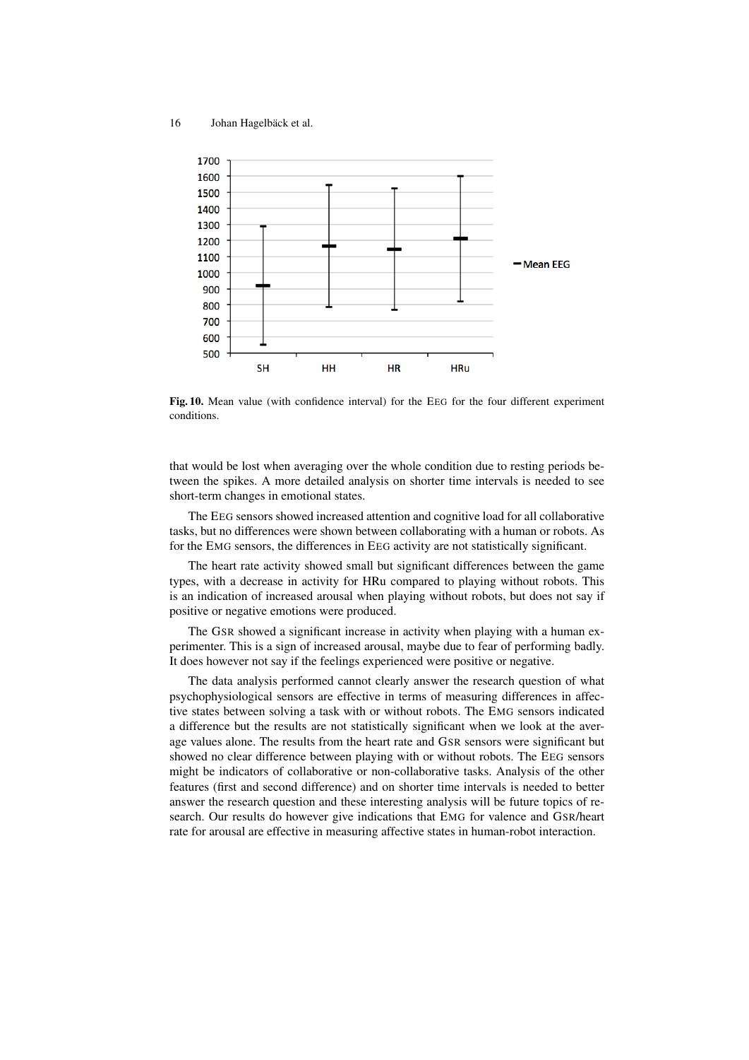Fig. 10. Mean value (with confidence interval) for the EEG for the four different experiment conditions.

that would be lost when averaging over the whole condition due to resting periods between the spikes. A more detailed analysis on shorter time intervals is needed to see short-term changes in emotional states.

The EEG sensors showed increased attention and cognitive load for all collaborative tasks, but no differences were shown between collaborating with a human or robots. As for the EMG sensors, the differences in EEG activity are not statistically significant.

The heart rate activity showed small but significant differences between the game types, with a decrease in activity for HRu compared to playing without robots. This is an indication of increased arousal when playing without robots, but does not say if positive or negative emotions were produced.

The GSR showed a significant increase in activity when playing with a human experimenter. This is a sign of increased arousal, maybe due to fear of performing badly. It does however not say if the feelings experienced were positive or negative.

The data analysis performed cannot clearly answer the research question of what psychophysiological sensors are effective in terms of measuring differences in affective states between solving a task with or without robots. The EMG sensors indicated a difference but the results are not statistically significant when we look at the average values alone. The results from the heart rate and GSR sensors were significant but showed no clear difference between playing with or without robots. The EEG sensors might be indicators of collaborative or non-collaborative tasks. Analysis of the other features (first and second difference) and on shorter time intervals is needed to better answer the research question and these interesting analysis will be future topics of research. Our results do however give indications that EMG for valence and GSR/heart rate for arousal are effective in measuring affective states in human-robot interaction.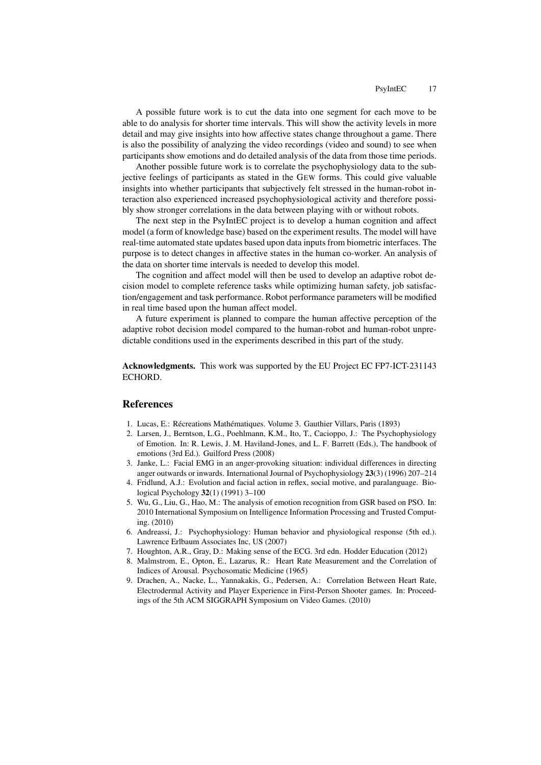A possible future work is to cut the data into one segment for each move to be able to do analysis for shorter time intervals. This will show the activity levels in more detail and may give insights into how affective states change throughout a game. There is also the possibility of analyzing the video recordings (video and sound) to see when participants show emotions and do detailed analysis of the data from those time periods.

Another possible future work is to correlate the psychophysiology data to the subjective feelings of participants as stated in the GEW forms. This could give valuable insights into whether participants that subjectively felt stressed in the human-robot interaction also experienced increased psychophysiological activity and therefore possibly show stronger correlations in the data between playing with or without robots.

The next step in the PsyIntEC project is to develop a human cognition and affect model (a form of knowledge base) based on the experiment results. The model will have real-time automated state updates based upon data inputs from biometric interfaces. The purpose is to detect changes in affective states in the human co-worker. An analysis of the data on shorter time intervals is needed to develop this model.

The cognition and affect model will then be used to develop an adaptive robot decision model to complete reference tasks while optimizing human safety, job satisfaction/engagement and task performance. Robot performance parameters will be modified in real time based upon the human affect model.

A future experiment is planned to compare the human affective perception of the adaptive robot decision model compared to the human-robot and human-robot unpredictable conditions used in the experiments described in this part of the study.

**Acknowledgments.** This work was supported by the EU Project EC FP7-ICT-231143 ECHORD.

## References

1. Lucas, E.: Récreations Mathématiques. Volume 3. Gauthier Villars, Paris (1893)
2. Larsen, J., Berntson, L.G., Poehlmann, K.M., Ito, T., Cacioppo, J.: The Psychophysiology of Emotion. In: R. Lewis, J. M. Haviland-Jones, and L. F. Barrett (Eds.), The handbook of emotions (3rd Ed.). Guilford Press (2008)
3. Janke, L.: Facial EMG in an anger-provoking situation: individual differences in directing anger outwards or inwards. International Journal of Psychophysiology **23**(3) (1996) 207–214
4. Fridlund, A.J.: Evolution and facial action in reflex, social motive, and paralanguage. Biological Psychology **32**(1) (1991) 3–100
5. Wu, G., Liu, G., Hao, M.: The analysis of emotion recognition from GSR based on PSO. In: 2010 International Symposium on Intelligence Information Processing and Trusted Computing. (2010)
6. Andreassi, J.: Psychophysiology: Human behavior and physiological response (5th ed.). Lawrence Erlbaum Associates Inc, US (2007)
7. Houghton, A.R., Gray, D.: Making sense of the ECG. 3rd edn. Hodder Education (2012)
8. Malmstrom, E., Opton, E., Lazarus, R.: Heart Rate Measurement and the Correlation of Indices of Arousal. Psychosomatic Medicine (1965)
9. Drachen, A., Nacke, L., Yannakakis, G., Pedersen, A.: Correlation Between Heart Rate, Electrodermal Activity and Player Experience in First-Person Shooter games. In: Proceedings of the 5th ACM SIGGRAPH Symposium on Video Games. (2010)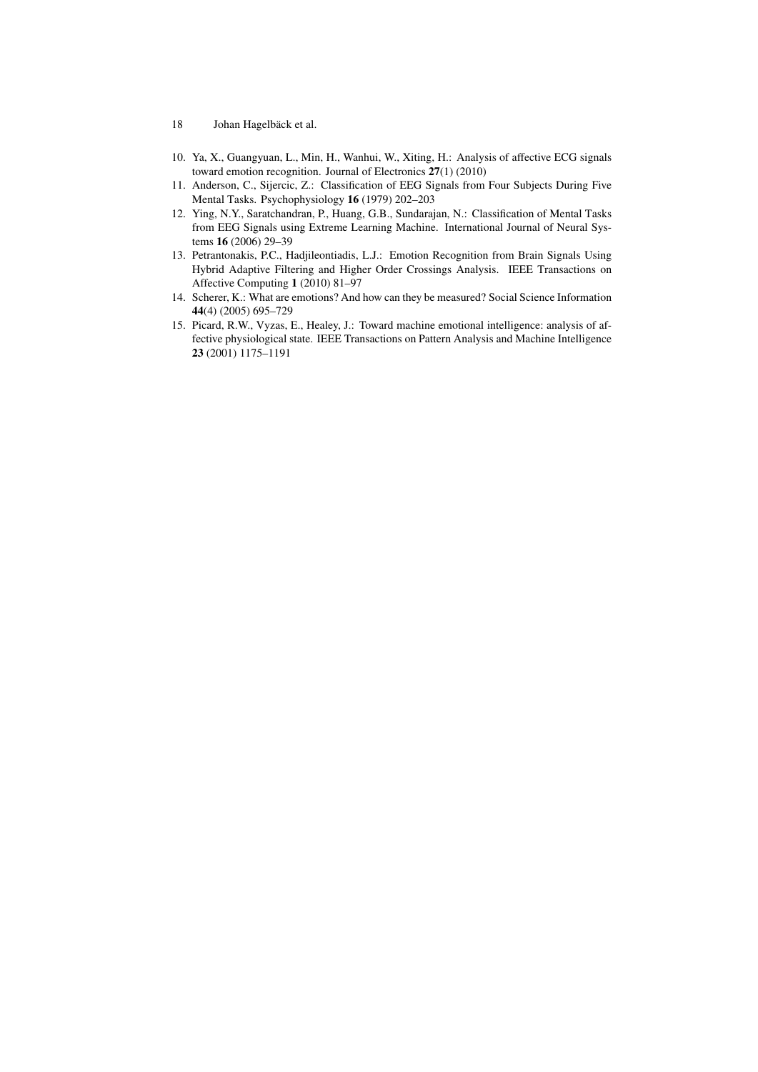10. Ya, X., Guangyuan, L., Min, H., Wanhui, W., Xiting, H.: Analysis of affective ECG signals toward emotion recognition. Journal of Electronics **27**(1) (2010)
11. Anderson, C., Sijercic, Z.: Classification of EEG Signals from Four Subjects During Five Mental Tasks. Psychophysiology **16** (1979) 202–203
12. Ying, N.Y., Saratchandran, P., Huang, G.B., Sundarajan, N.: Classification of Mental Tasks from EEG Signals using Extreme Learning Machine. International Journal of Neural Systems **16** (2006) 29–39
13. Petrantonakis, P.C., Hadjileontiadis, L.J.: Emotion Recognition from Brain Signals Using Hybrid Adaptive Filtering and Higher Order Crossings Analysis. IEEE Transactions on Affective Computing **1** (2010) 81–97
14. Scherer, K.: What are emotions? And how can they be measured? Social Science Information **44**(4) (2005) 695–729
15. Picard, R.W., Vyzas, E., Healey, J.: Toward machine emotional intelligence: analysis of affective physiological state. IEEE Transactions on Pattern Analysis and Machine Intelligence **23** (2001) 1175–1191